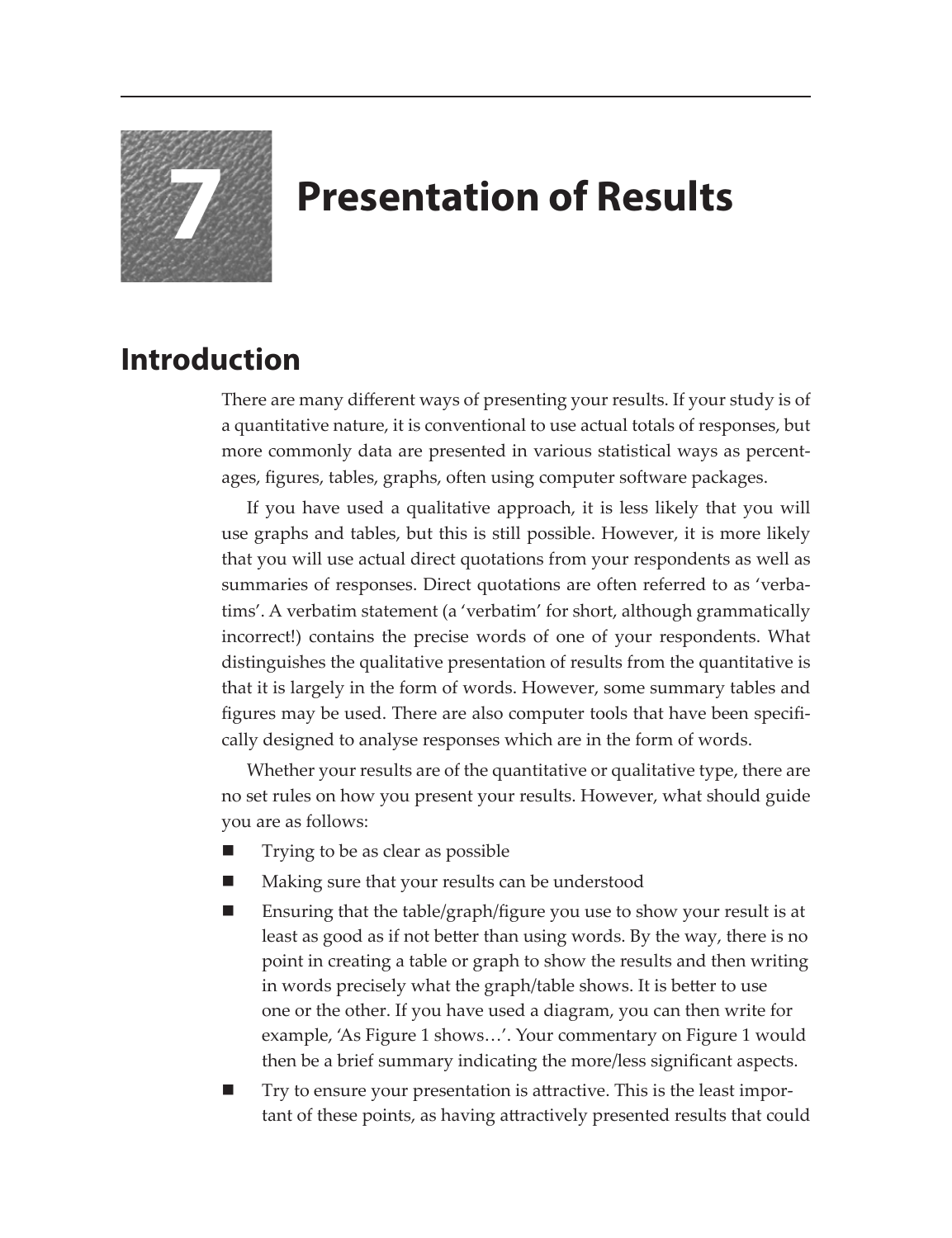# 7 Presentation of Results

## Introduction

There are many different ways of presenting your results. If your study is of a quantitative nature, it is conventional to use actual totals of responses, but more commonly data are presented in various statistical ways as percentages, figures, tables, graphs, often using computer software packages.

If you have used a qualitative approach, it is less likely that you will use graphs and tables, but this is still possible. However, it is more likely that you will use actual direct quotations from your respondents as well as summaries of responses. Direct quotations are often referred to as 'verbatims'. A verbatim statement (a 'verbatim' for short, although grammatically incorrect!) contains the precise words of one of your respondents. What distinguishes the qualitative presentation of results from the quantitative is that it is largely in the form of words. However, some summary tables and figures may be used. There are also computer tools that have been specifically designed to analyse responses which are in the form of words.

Whether your results are of the quantitative or qualitative type, there are no set rules on how you present your results. However, what should guide you are as follows:

- Trying to be as clear as possible
- Making sure that your results can be understood
- Ensuring that the table/graph/figure you use to show your result is at least as good as if not better than using words. By the way, there is no point in creating a table or graph to show the results and then writing in words precisely what the graph/table shows. It is better to use one or the other. If you have used a diagram, you can then write for example, 'As Figure 1 shows…'. Your commentary on Figure 1 would then be a brief summary indicating the more/less significant aspects.
- Try to ensure your presentation is attractive. This is the least important of these points, as having attractively presented results that could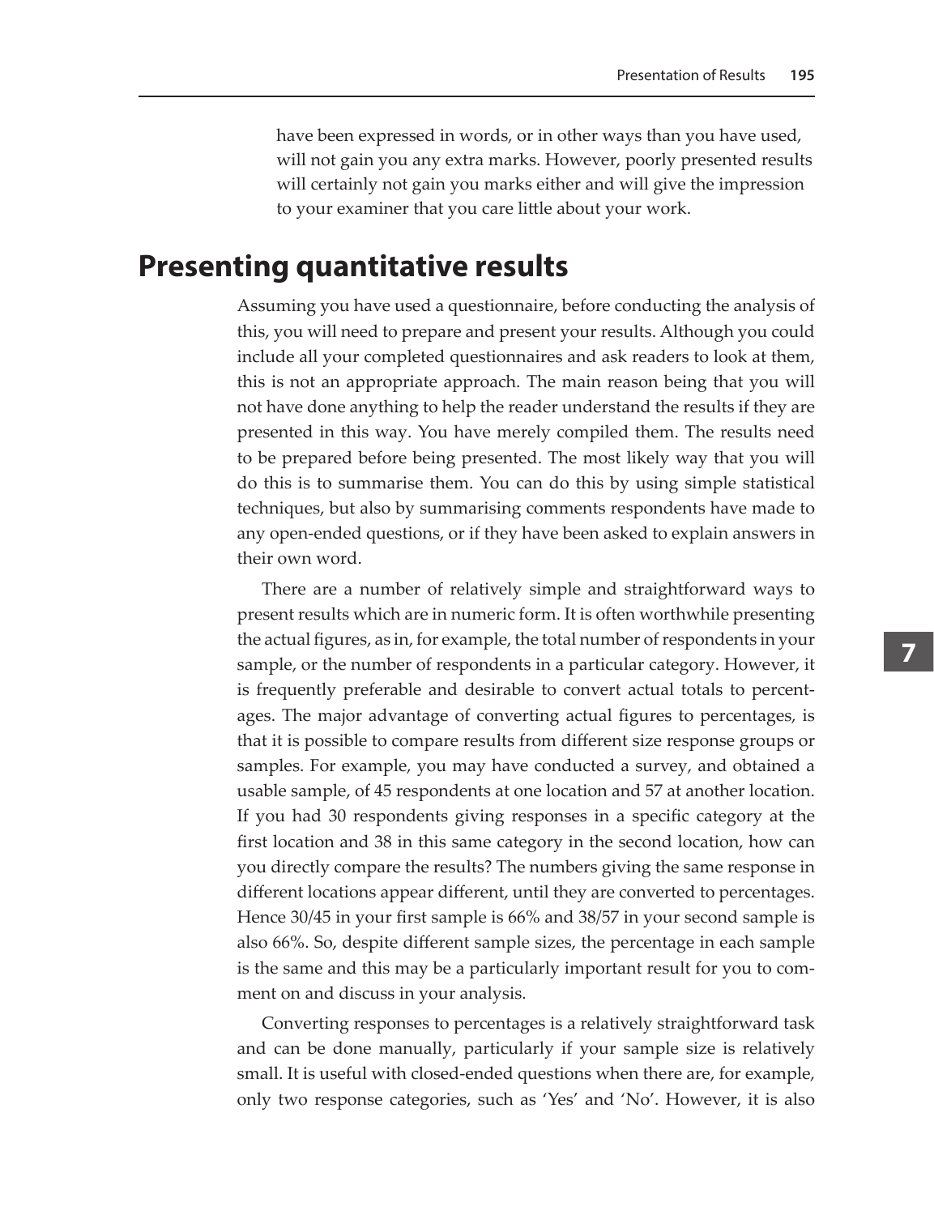have been expressed in words, or in other ways than you have used, will not gain you any extra marks. However, poorly presented results will certainly not gain you marks either and will give the impression to your examiner that you care little about your work.

## Presenting quantitative results

Assuming you have used a questionnaire, before conducting the analysis of this, you will need to prepare and present your results. Although you could include all your completed questionnaires and ask readers to look at them, this is not an appropriate approach. The main reason being that you will not have done anything to help the reader understand the results if they are presented in this way. You have merely compiled them. The results need to be prepared before being presented. The most likely way that you will do this is to summarise them. You can do this by using simple statistical techniques, but also by summarising comments respondents have made to any open-ended questions, or if they have been asked to explain answers in their own word.

There are a number of relatively simple and straightforward ways to present results which are in numeric form. It is often worthwhile presenting the actual figures, as in, for example, the total number of respondents in your sample, or the number of respondents in a particular category. However, it is frequently preferable and desirable to convert actual totals to percentages. The major advantage of converting actual figures to percentages, is that it is possible to compare results from different size response groups or samples. For example, you may have conducted a survey, and obtained a usable sample, of 45 respondents at one location and 57 at another location. If you had 30 respondents giving responses in a specific category at the first location and 38 in this same category in the second location, how can you directly compare the results? The numbers giving the same response in different locations appear different, until they are converted to percentages. Hence 30/45 in your first sample is 66% and 38/57 in your second sample is also 66%. So, despite different sample sizes, the percentage in each sample is the same and this may be a particularly important result for you to comment on and discuss in your analysis.

Converting responses to percentages is a relatively straightforward task and can be done manually, particularly if your sample size is relatively small. It is useful with closed-ended questions when there are, for example, only two response categories, such as 'Yes' and 'No'. However, it is also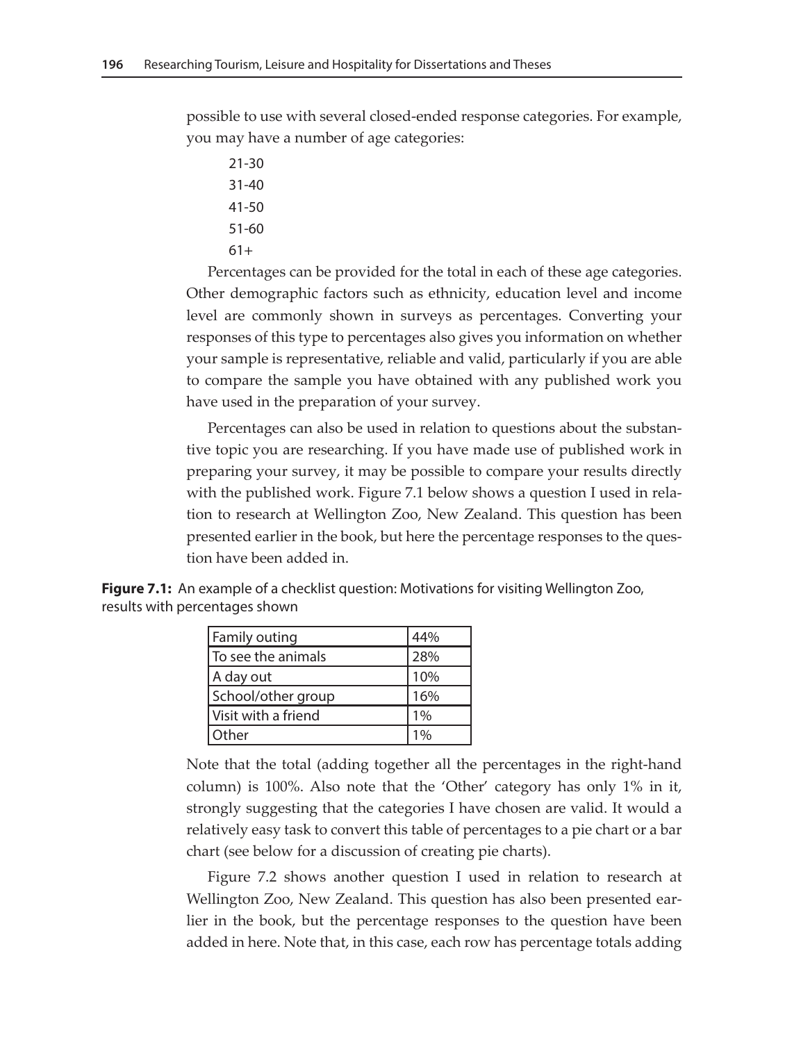possible to use with several closed-ended response categories. For example, you may have a number of age categories:

21-30
31-40
41-50
51-60
61+

Percentages can be provided for the total in each of these age categories. Other demographic factors such as ethnicity, education level and income level are commonly shown in surveys as percentages. Converting your responses of this type to percentages also gives you information on whether your sample is representative, reliable and valid, particularly if you are able to compare the sample you have obtained with any published work you have used in the preparation of your survey.

Percentages can also be used in relation to questions about the substantive topic you are researching. If you have made use of published work in preparing your survey, it may be possible to compare your results directly with the published work. Figure 7.1 below shows a question I used in relation to research at Wellington Zoo, New Zealand. This question has been presented earlier in the book, but here the percentage responses to the question have been added in.

**Figure 7.1:** An example of a checklist question: Motivations for visiting Wellington Zoo, results with percentages shown

| | |
|---|---|
| Family outing | 44% |
| To see the animals | 28% |
| A day out | 10% |
| School/other group | 16% |
| Visit with a friend | 1% |
| Other | 1% |

Note that the total (adding together all the percentages in the right-hand column) is 100%. Also note that the 'Other' category has only 1% in it, strongly suggesting that the categories I have chosen are valid. It would a relatively easy task to convert this table of percentages to a pie chart or a bar chart (see below for a discussion of creating pie charts).

Figure 7.2 shows another question I used in relation to research at Wellington Zoo, New Zealand. This question has also been presented earlier in the book, but the percentage responses to the question have been added in here. Note that, in this case, each row has percentage totals adding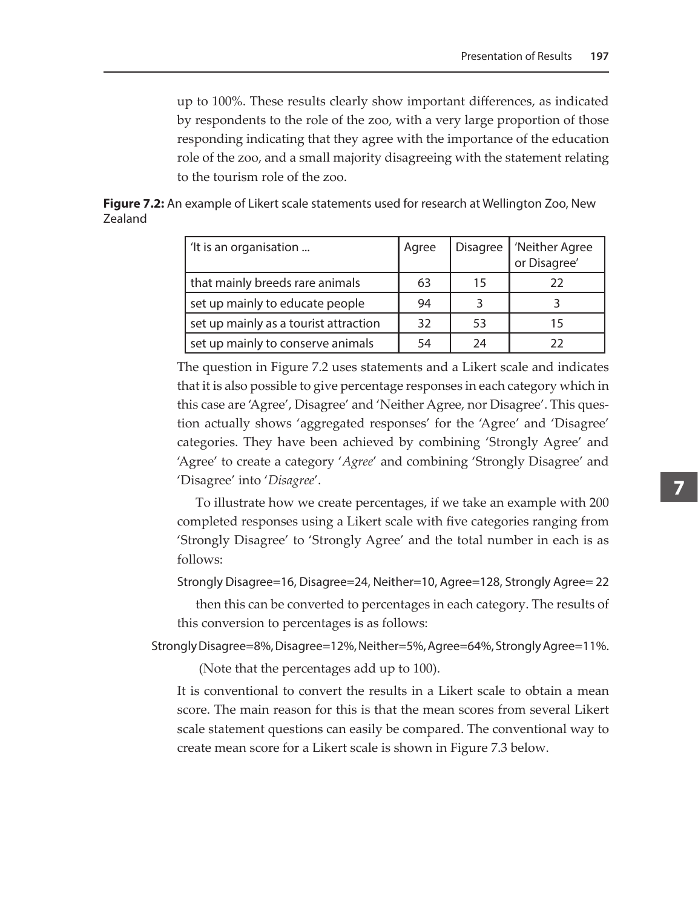up to 100%. These results clearly show important differences, as indicated by respondents to the role of the zoo, with a very large proportion of those responding indicating that they agree with the importance of the education role of the zoo, and a small majority disagreeing with the statement relating to the tourism role of the zoo.

**Figure 7.2:** An example of Likert scale statements used for research at Wellington Zoo, New Zealand

| 'It is an organisation ... | Agree | Disagree | 'Neither Agree or Disagree' |
|---|---|---|---|
| that mainly breeds rare animals | 63 | 15 | 22 |
| set up mainly to educate people | 94 | 3 | 3 |
| set up mainly as a tourist attraction | 32 | 53 | 15 |
| set up mainly to conserve animals | 54 | 24 | 22 |

The question in Figure 7.2 uses statements and a Likert scale and indicates that it is also possible to give percentage responses in each category which in this case are 'Agree', Disagree' and 'Neither Agree, nor Disagree'. This question actually shows 'aggregated responses' for the 'Agree' and 'Disagree' categories. They have been achieved by combining 'Strongly Agree' and 'Agree' to create a category '*Agree*' and combining 'Strongly Disagree' and 'Disagree' into '*Disagree*'.

To illustrate how we create percentages, if we take an example with 200 completed responses using a Likert scale with five categories ranging from 'Strongly Disagree' to 'Strongly Agree' and the total number in each is as follows:

Strongly Disagree=16, Disagree=24, Neither=10, Agree=128, Strongly Agree= 22

then this can be converted to percentages in each category. The results of this conversion to percentages is as follows:

Strongly Disagree=8%, Disagree=12%, Neither=5%, Agree=64%, Strongly Agree=11%.

(Note that the percentages add up to 100).

It is conventional to convert the results in a Likert scale to obtain a mean score. The main reason for this is that the mean scores from several Likert scale statement questions can easily be compared. The conventional way to create mean score for a Likert scale is shown in Figure 7.3 below.